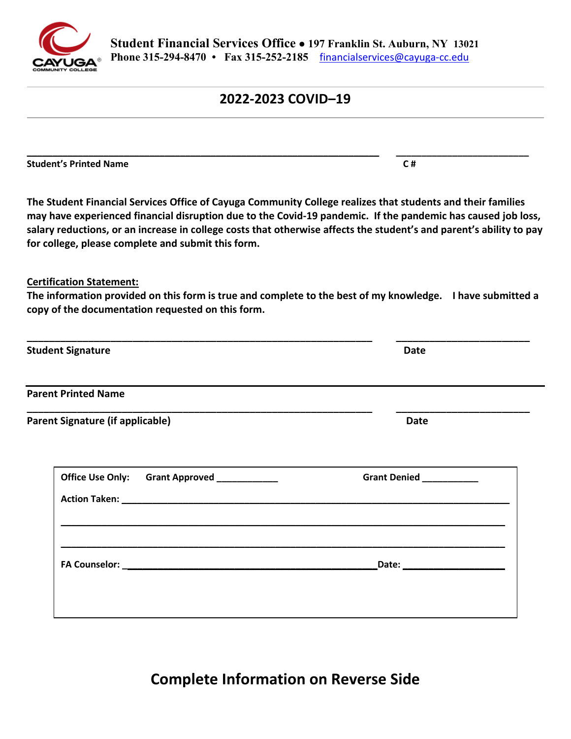**Student Financial Services Office • 197 Franklin St. Auburn, NY 13021**
**Phone 315-294-8470 • Fax 315-252-2185** financialservices@cayuga-cc.edu

## 2022-2023 COVID–19

_______________________________________________ ________________________
**Student's Printed Name** **C #**

**The Student Financial Services Office of Cayuga Community College realizes that students and their families may have experienced financial disruption due to the Covid-19 pandemic. If the pandemic has caused job loss, salary reductions, or an increase in college costs that otherwise affects the student's and parent's ability to pay for college, please complete and submit this form.**

**Certification Statement:**

**The information provided on this form is true and complete to the best of my knowledge. I have submitted a copy of the documentation requested on this form.**

_______________________________________________ ________________________
**Student Signature** **Date**

_______________________________________________________________________
**Parent Printed Name**

_______________________________________________ ________________________
**Parent Signature (if applicable)** **Date**

**Office Use Only:** **Grant Approved** ____________ **Grant Denied** ___________

**Action Taken:** ______________________________________________________________

_______________________________________________________________________

_______________________________________________________________________

**FA Counselor:** ___________________________________ **Date:** ________________

## Complete Information on Reverse Side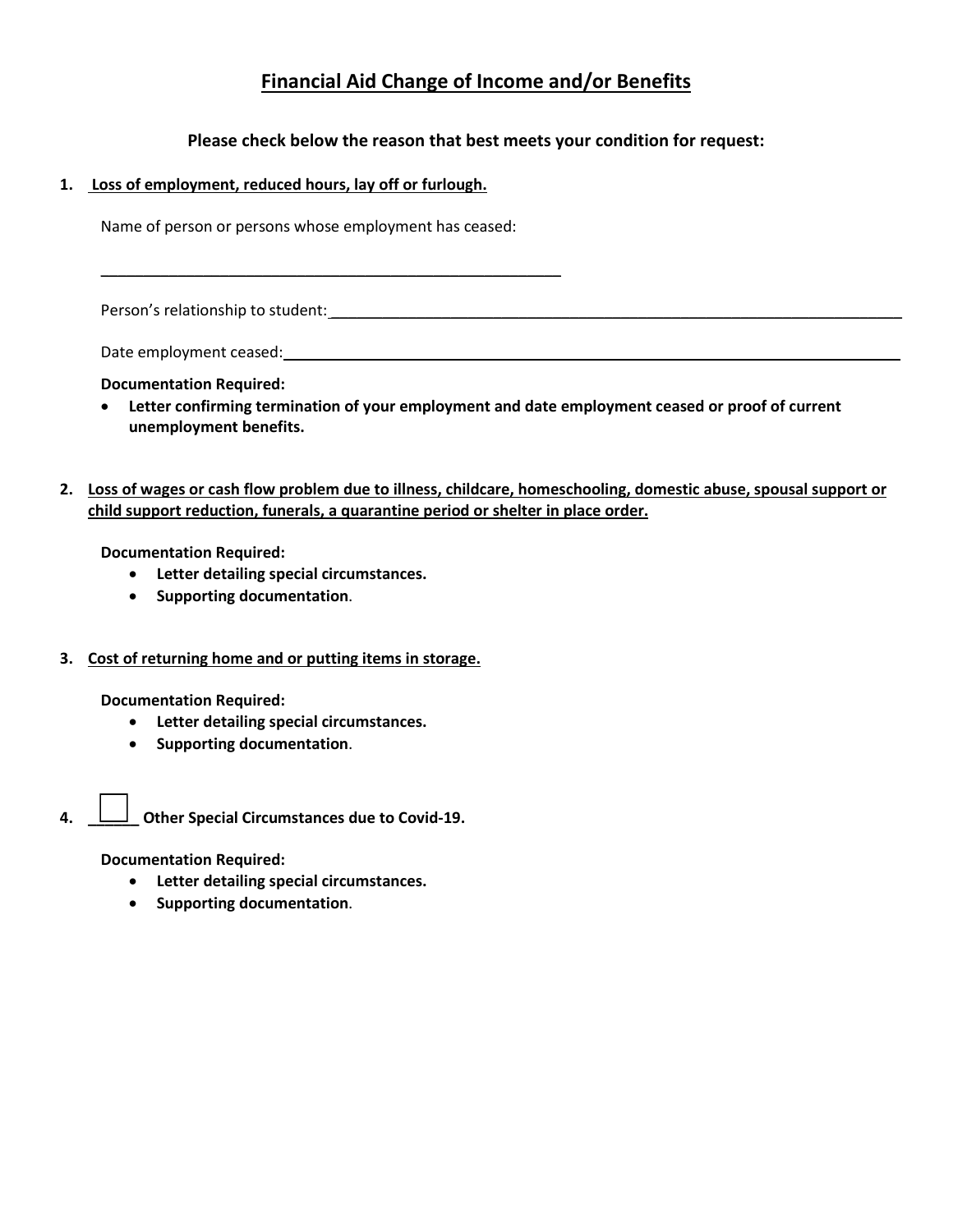# Financial Aid Change of Income and/or Benefits

**Please check below the reason that best meets your condition for request:**

1. **Loss of employment, reduced hours, lay off or furlough.**

   Name of person or persons whose employment has ceased:

   ________________________________________________________

   Person's relationship to student:________________________________________________

   Date employment ceased:________________________________________________

   **Documentation Required:**

   - **Letter confirming termination of your employment and date employment ceased or proof of current unemployment benefits.**

2. **Loss of wages or cash flow problem due to illness, childcare, homeschooling, domestic abuse, spousal support or child support reduction, funerals, a quarantine period or shelter in place order.**

   **Documentation Required:**

   - **Letter detailing special circumstances.**
   - **Supporting documentation**.

3. **Cost of returning home and or putting items in storage.**

   **Documentation Required:**

   - **Letter detailing special circumstances.**
   - **Supporting documentation**.

4. ☐ **Other Special Circumstances due to Covid-19.**

   **Documentation Required:**

   - **Letter detailing special circumstances.**
   - **Supporting documentation**.